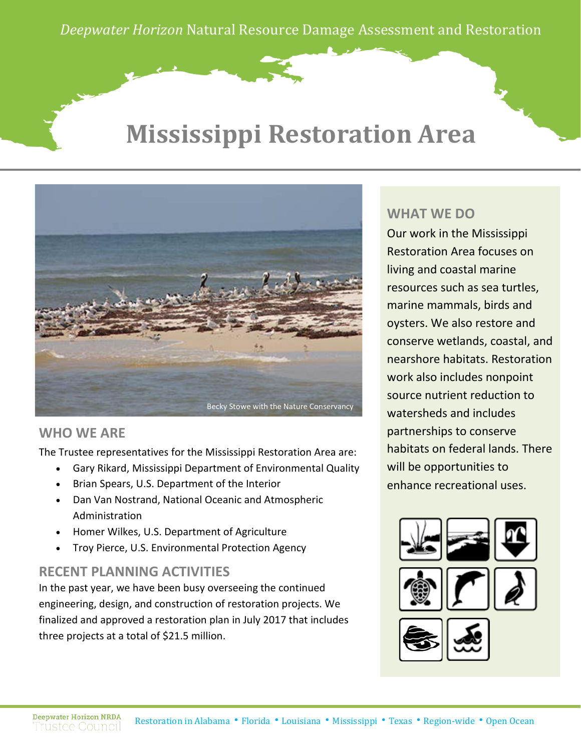*Deepwater Horizon* Natural Resource Damage Assessment and Restoration

# Mississippi Restoration Area

Becky Stowe with the Nature Conservancy

## WHO WE ARE

The Trustee representatives for the Mississippi Restoration Area are:

- Gary Rikard, Mississippi Department of Environmental Quality
- Brian Spears, U.S. Department of the Interior
- Dan Van Nostrand, National Oceanic and Atmospheric Administration
- Homer Wilkes, U.S. Department of Agriculture
- Troy Pierce, U.S. Environmental Protection Agency

## RECENT PLANNING ACTIVITIES

In the past year, we have been busy overseeing the continued engineering, design, and construction of restoration projects. We finalized and approved a restoration plan in July 2017 that includes three projects at a total of $21.5 million.

## WHAT WE DO

Our work in the Mississippi Restoration Area focuses on living and coastal marine resources such as sea turtles, marine mammals, birds and oysters. We also restore and conserve wetlands, coastal, and nearshore habitats. Restoration work also includes nonpoint source nutrient reduction to watersheds and includes partnerships to conserve habitats on federal lands. There will be opportunities to enhance recreational uses.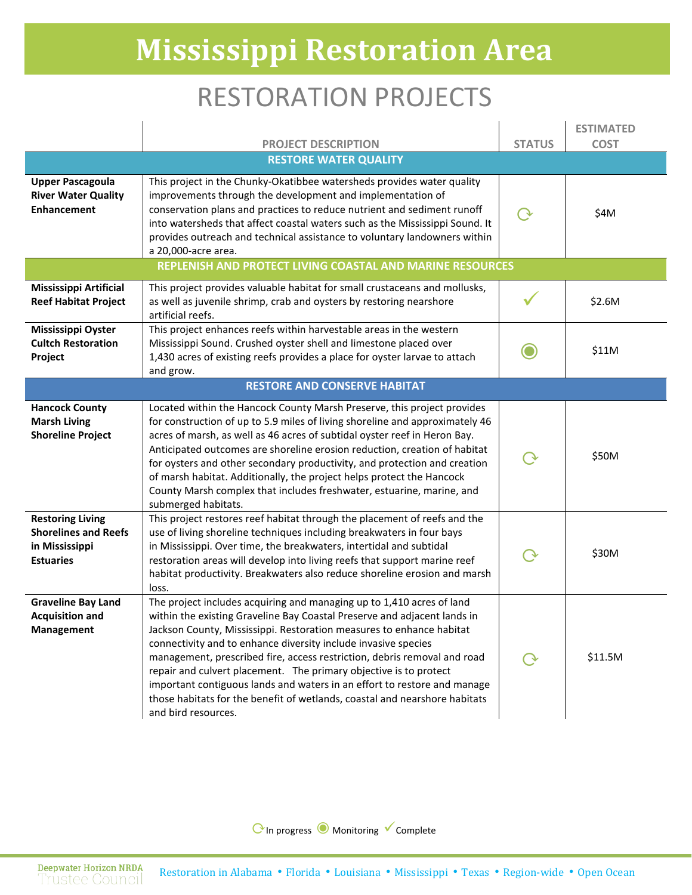# Mississippi Restoration Area

## RESTORATION PROJECTS

| | PROJECT DESCRIPTION | STATUS | ESTIMATED COST |
|---|---|---|---|
| **RESTORE WATER QUALITY** | | | |
| **Upper Pascagoula River Water Quality Enhancement** | This project in the Chunky-Okatibbee watersheds provides water quality improvements through the development and implementation of conservation plans and practices to reduce nutrient and sediment runoff into watersheds that affect coastal waters such as the Mississippi Sound. It provides outreach and technical assistance to voluntary landowners within a 20,000-acre area. | In progress | $4M |
| **REPLENISH AND PROTECT LIVING COASTAL AND MARINE RESOURCES** | | | |
| **Mississippi Artificial Reef Habitat Project** | This project provides valuable habitat for small crustaceans and mollusks, as well as juvenile shrimp, crab and oysters by restoring nearshore artificial reefs. | Complete | $2.6M |
| **Mississippi Oyster Cultch Restoration Project** | This project enhances reefs within harvestable areas in the western Mississippi Sound. Crushed oyster shell and limestone placed over 1,430 acres of existing reefs provides a place for oyster larvae to attach and grow. | Monitoring | $11M |
| **RESTORE AND CONSERVE HABITAT** | | | |
| **Hancock County Marsh Living Shoreline Project** | Located within the Hancock County Marsh Preserve, this project provides for construction of up to 5.9 miles of living shoreline and approximately 46 acres of marsh, as well as 46 acres of subtidal oyster reef in Heron Bay. Anticipated outcomes are shoreline erosion reduction, creation of habitat for oysters and other secondary productivity, and protection and creation of marsh habitat. Additionally, the project helps protect the Hancock County Marsh complex that includes freshwater, estuarine, marine, and submerged habitats. | In progress | $50M |
| **Restoring Living Shorelines and Reefs in Mississippi Estuaries** | This project restores reef habitat through the placement of reefs and the use of living shoreline techniques including breakwaters in four bays in Mississippi. Over time, the breakwaters, intertidal and subtidal restoration areas will develop into living reefs that support marine reef habitat productivity. Breakwaters also reduce shoreline erosion and marsh loss. | In progress | $30M |
| **Graveline Bay Land Acquisition and Management** | The project includes acquiring and managing up to 1,410 acres of land within the existing Graveline Bay Coastal Preserve and adjacent lands in Jackson County, Mississippi. Restoration measures to enhance habitat connectivity and to enhance diversity include invasive species management, prescribed fire, access restriction, debris removal and road repair and culvert placement. The primary objective is to protect important contiguous lands and waters in an effort to restore and manage those habitats for the benefit of wetlands, coastal and nearshore habitats and bird resources. | In progress | $11.5M |

⟳ In progress ◉ Monitoring ✓ Complete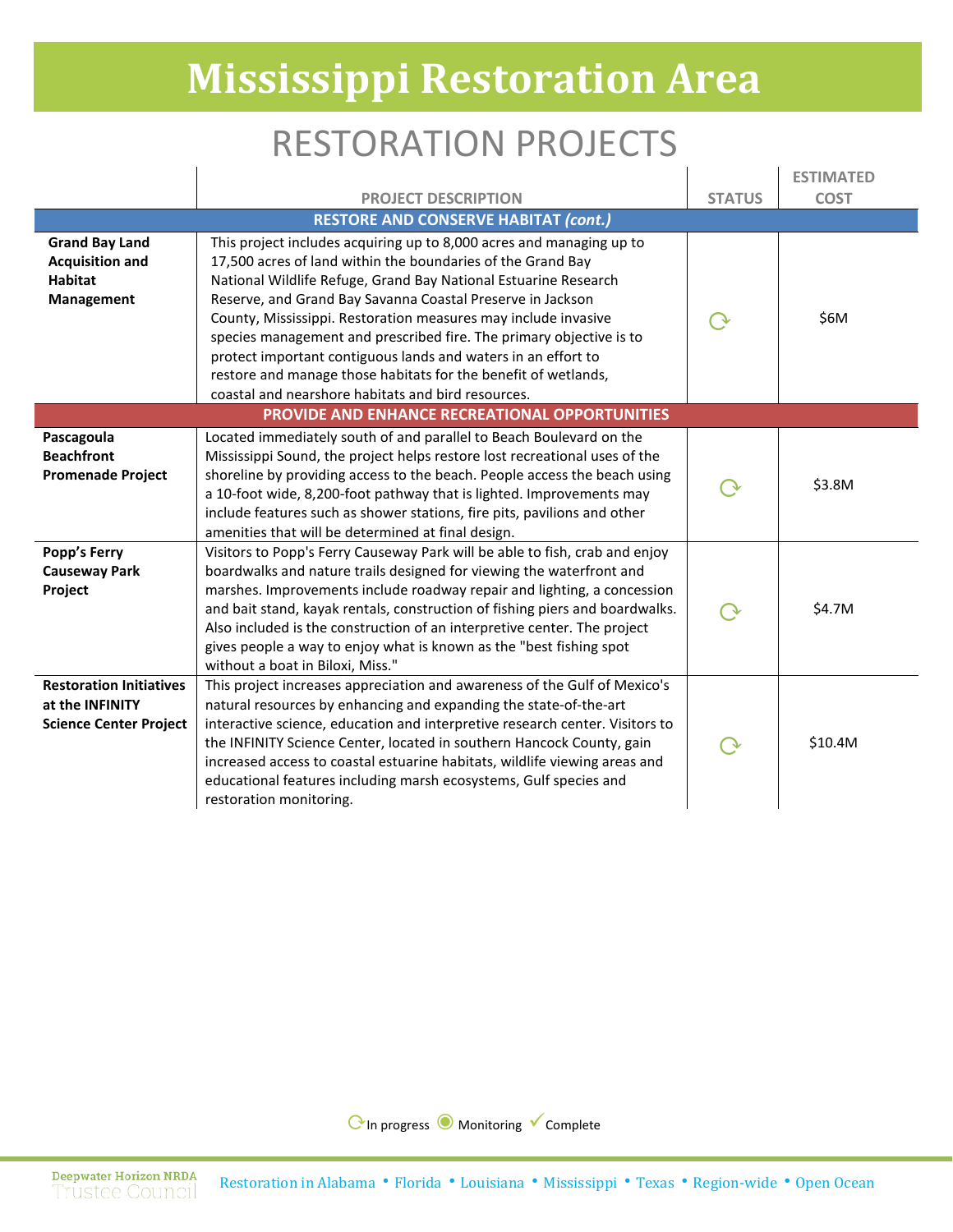# Mississippi Restoration Area

## RESTORATION PROJECTS

| | PROJECT DESCRIPTION | STATUS | ESTIMATED COST |
|---|---|---|---|
| | **RESTORE AND CONSERVE HABITAT *(cont.)*** | | |
| **Grand Bay Land Acquisition and Habitat Management** | This project includes acquiring up to 8,000 acres and managing up to 17,500 acres of land within the boundaries of the Grand Bay National Wildlife Refuge, Grand Bay National Estuarine Research Reserve, and Grand Bay Savanna Coastal Preserve in Jackson County, Mississippi. Restoration measures may include invasive species management and prescribed fire. The primary objective is to protect important contiguous lands and waters in an effort to restore and manage those habitats for the benefit of wetlands, coastal and nearshore habitats and bird resources. | In progress | $6M |
| | **PROVIDE AND ENHANCE RECREATIONAL OPPORTUNITIES** | | |
| **Pascagoula Beachfront Promenade Project** | Located immediately south of and parallel to Beach Boulevard on the Mississippi Sound, the project helps restore lost recreational uses of the shoreline by providing access to the beach. People access the beach using a 10-foot wide, 8,200-foot pathway that is lighted. Improvements may include features such as shower stations, fire pits, pavilions and other amenities that will be determined at final design. | In progress | $3.8M |
| **Popp's Ferry Causeway Park Project** | Visitors to Popp's Ferry Causeway Park will be able to fish, crab and enjoy boardwalks and nature trails designed for viewing the waterfront and marshes. Improvements include roadway repair and lighting, a concession and bait stand, kayak rentals, construction of fishing piers and boardwalks. Also included is the construction of an interpretive center. The project gives people a way to enjoy what is known as the "best fishing spot without a boat in Biloxi, Miss." | In progress | $4.7M |
| **Restoration Initiatives at the INFINITY Science Center Project** | This project increases appreciation and awareness of the Gulf of Mexico's natural resources by enhancing and expanding the state-of-the-art interactive science, education and interpretive research center. Visitors to the INFINITY Science Center, located in southern Hancock County, gain increased access to coastal estuarine habitats, wildlife viewing areas and educational features including marsh ecosystems, Gulf species and restoration monitoring. | In progress | $10.4M |

In progress • Monitoring • Complete

Deepwater Horizon NRDA Trustee Council

Restoration in Alabama • Florida • Louisiana • Mississippi • Texas • Region-wide • Open Ocean